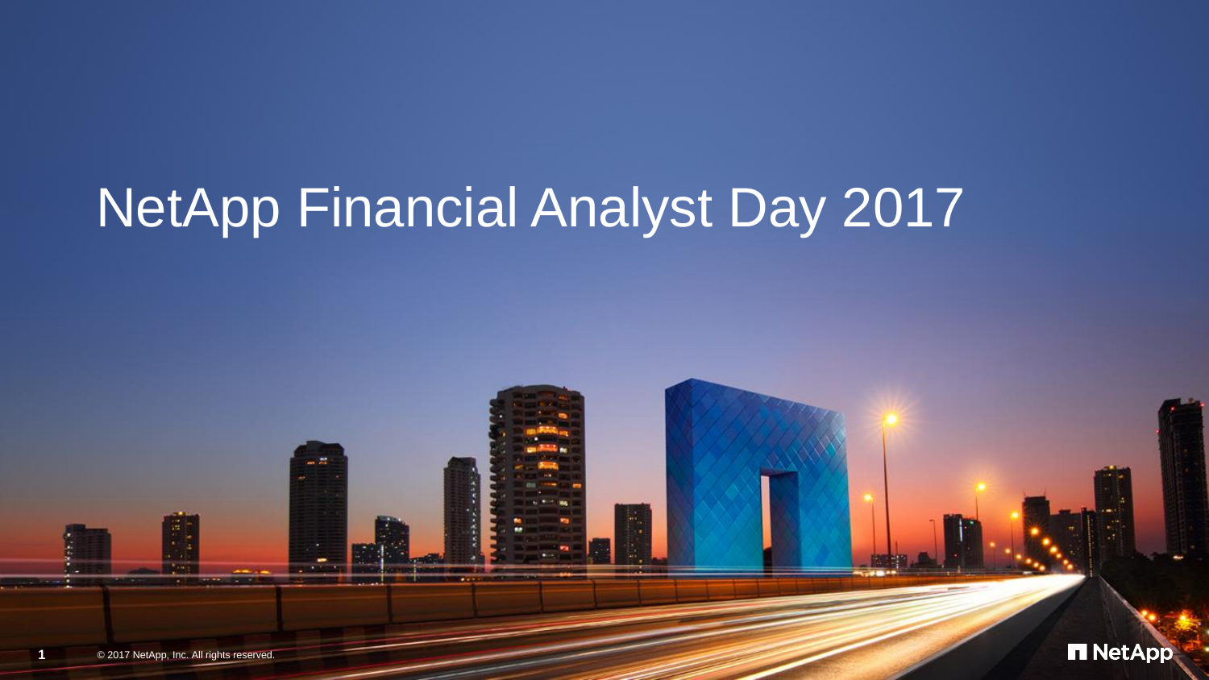# NetApp Financial Analyst Day 2017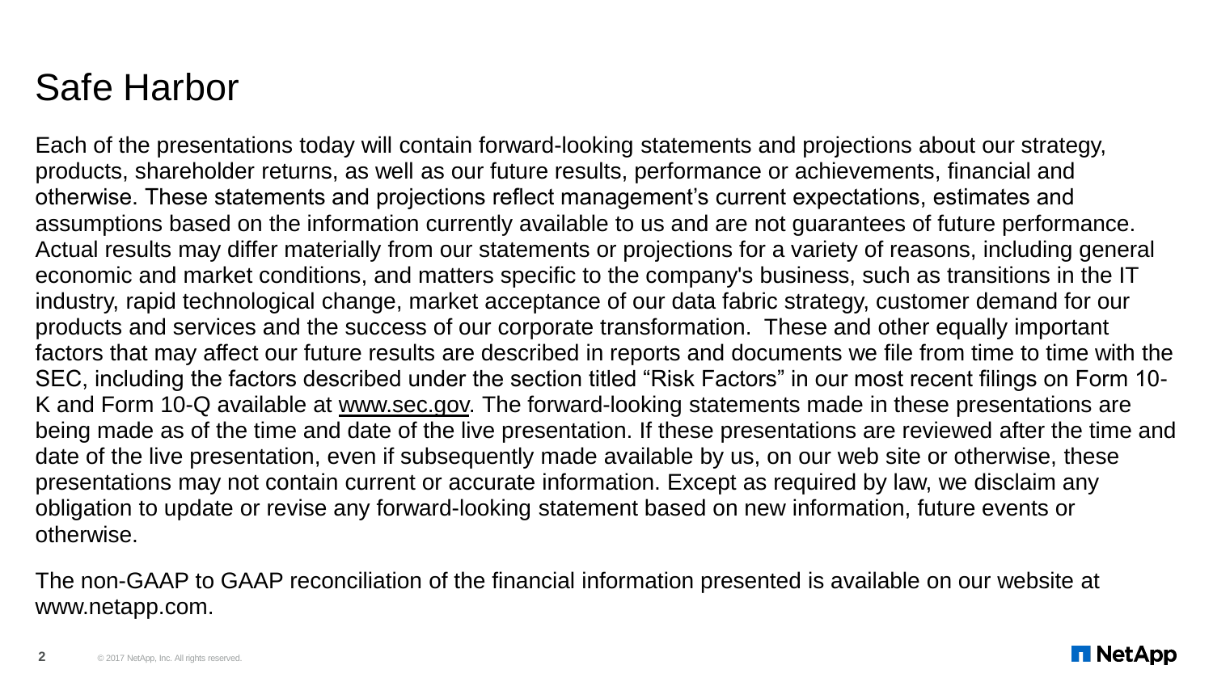# Safe Harbor

Each of the presentations today will contain forward-looking statements and projections about our strategy, products, shareholder returns, as well as our future results, performance or achievements, financial and otherwise. These statements and projections reflect management's current expectations, estimates and assumptions based on the information currently available to us and are not guarantees of future performance. Actual results may differ materially from our statements or projections for a variety of reasons, including general economic and market conditions, and matters specific to the company's business, such as transitions in the IT industry, rapid technological change, market acceptance of our data fabric strategy, customer demand for our products and services and the success of our corporate transformation. These and other equally important factors that may affect our future results are described in reports and documents we file from time to time with the SEC, including the factors described under the section titled "Risk Factors" in our most recent filings on Form 10-K and Form 10-Q available at www.sec.gov. The forward-looking statements made in these presentations are being made as of the time and date of the live presentation. If these presentations are reviewed after the time and date of the live presentation, even if subsequently made available by us, on our web site or otherwise, these presentations may not contain current or accurate information. Except as required by law, we disclaim any obligation to update or revise any forward-looking statement based on new information, future events or otherwise.

The non-GAAP to GAAP reconciliation of the financial information presented is available on our website at www.netapp.com.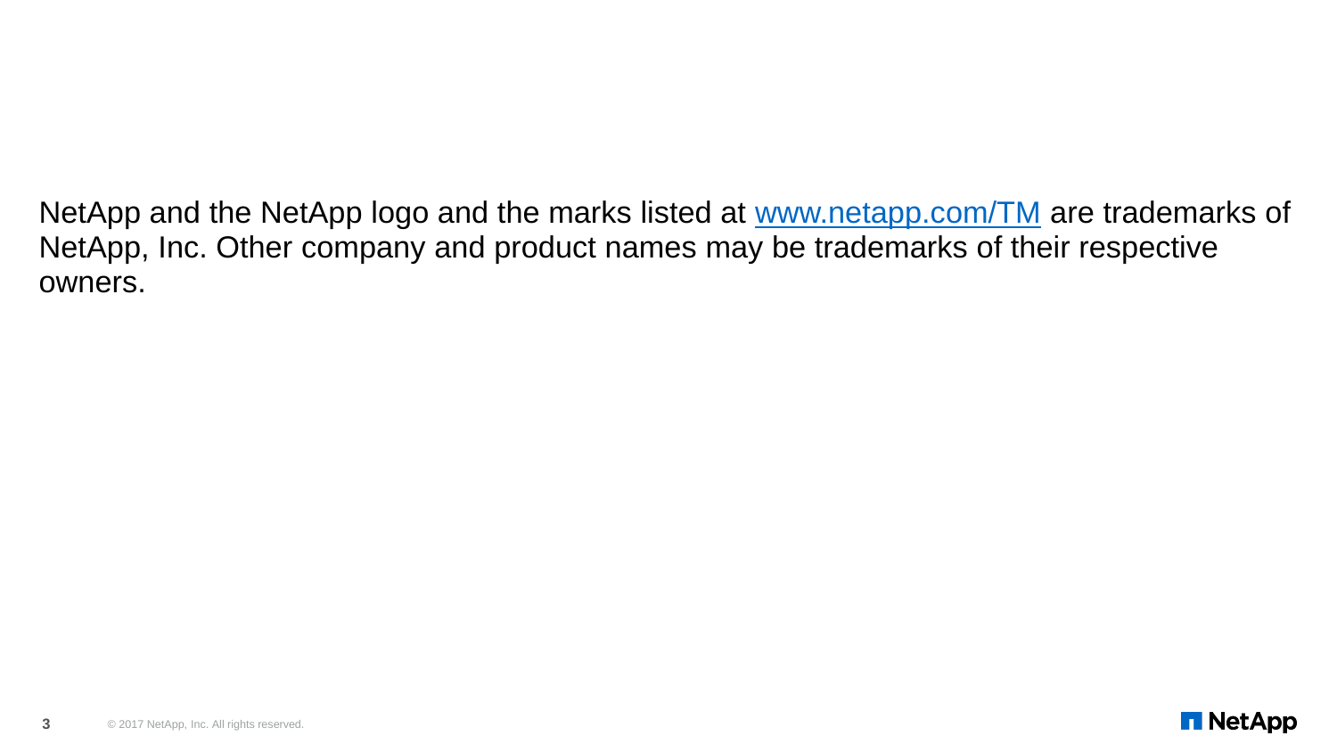NetApp and the NetApp logo and the marks listed at [www.netapp.com/TM](http://www.netapp.com/TM) are trademarks of NetApp, Inc. Other company and product names may be trademarks of their respective owners.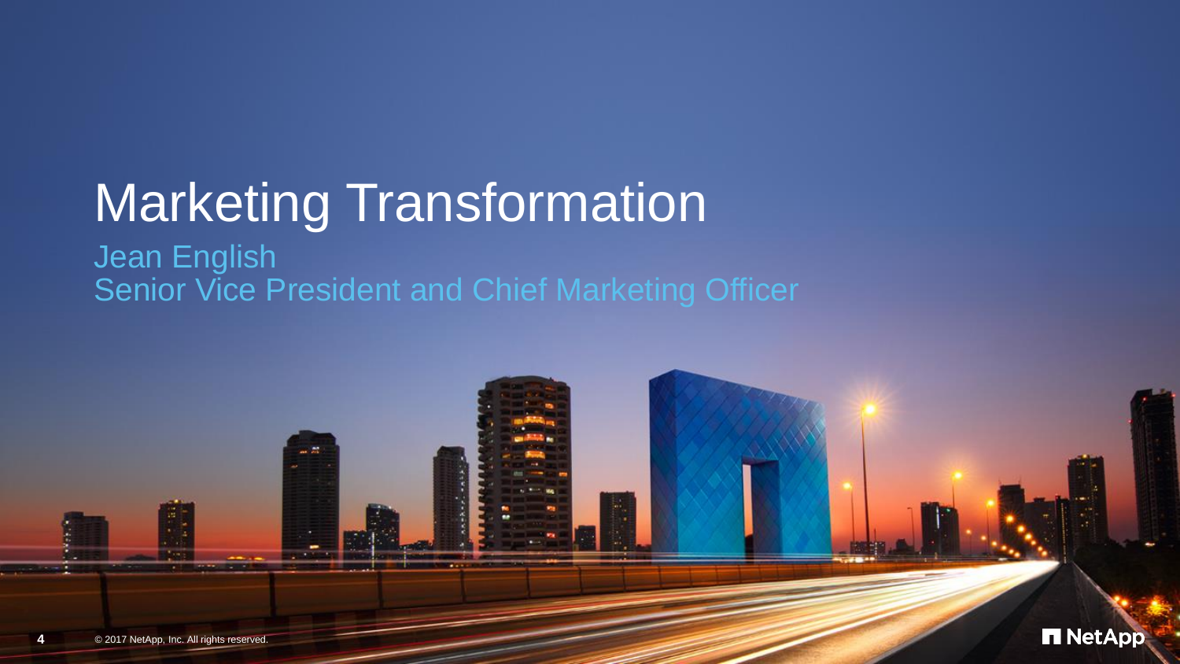# Marketing Transformation

Jean English
Senior Vice President and Chief Marketing Officer

© 2017 NetApp, Inc. All rights reserved.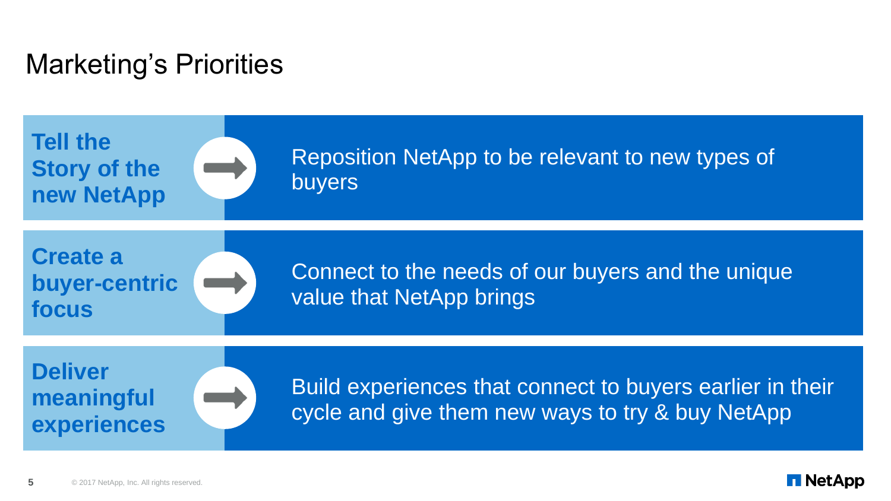# Marketing's Priorities

| Priority | Description |
| --- | --- |
| **Tell the Story of the new NetApp** | Reposition NetApp to be relevant to new types of buyers |
| **Create a buyer-centric focus** | Connect to the needs of our buyers and the unique value that NetApp brings |
| **Deliver meaningful experiences** | Build experiences that connect to buyers earlier in their cycle and give them new ways to try & buy NetApp |

© 2017 NetApp, Inc. All rights reserved.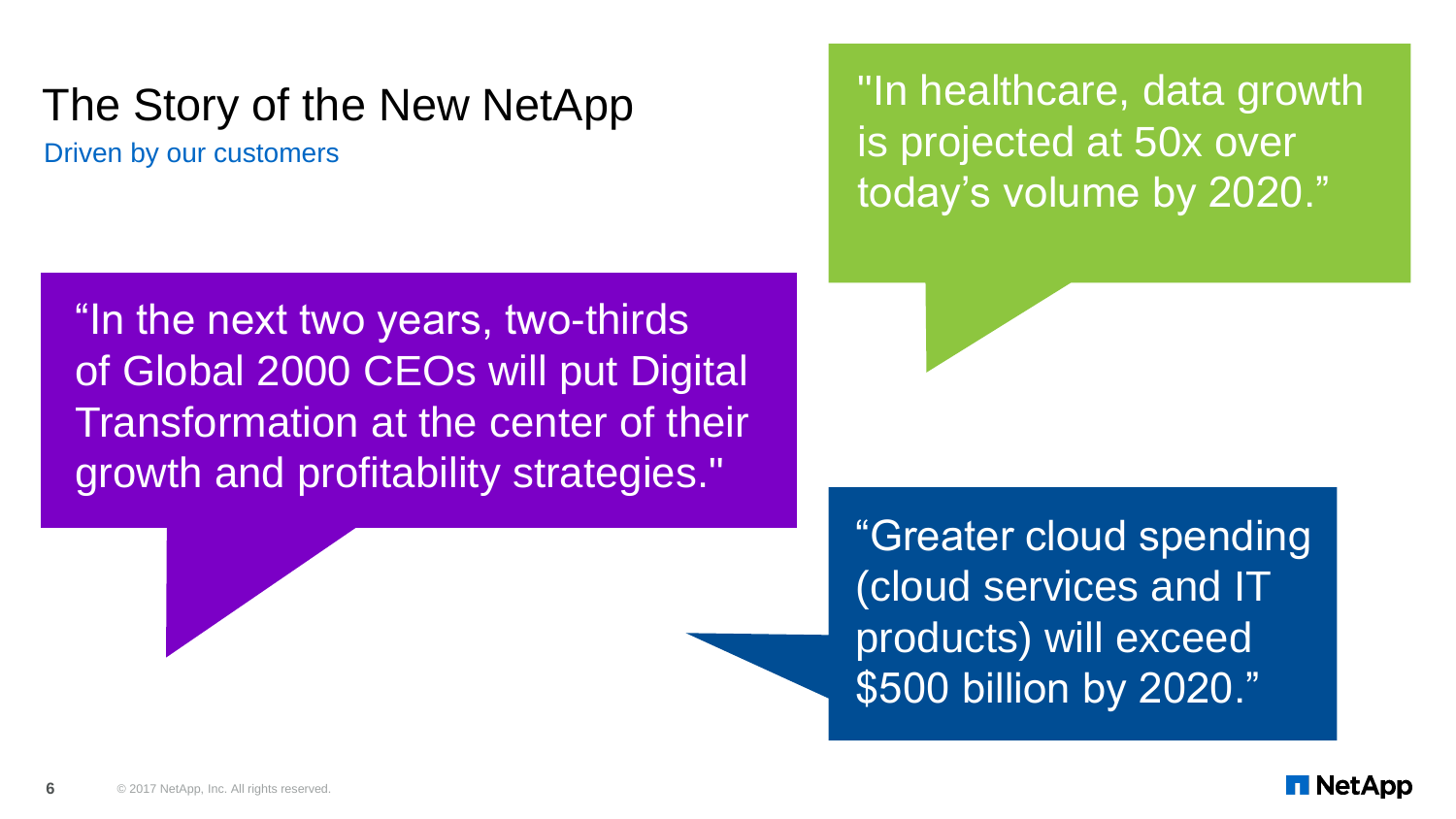# The Story of the New NetApp

Driven by our customers

"In healthcare, data growth is projected at 50x over today's volume by 2020."

"In the next two years, two-thirds of Global 2000 CEOs will put Digital Transformation at the center of their growth and profitability strategies."

"Greater cloud spending (cloud services and IT products) will exceed $500 billion by 2020."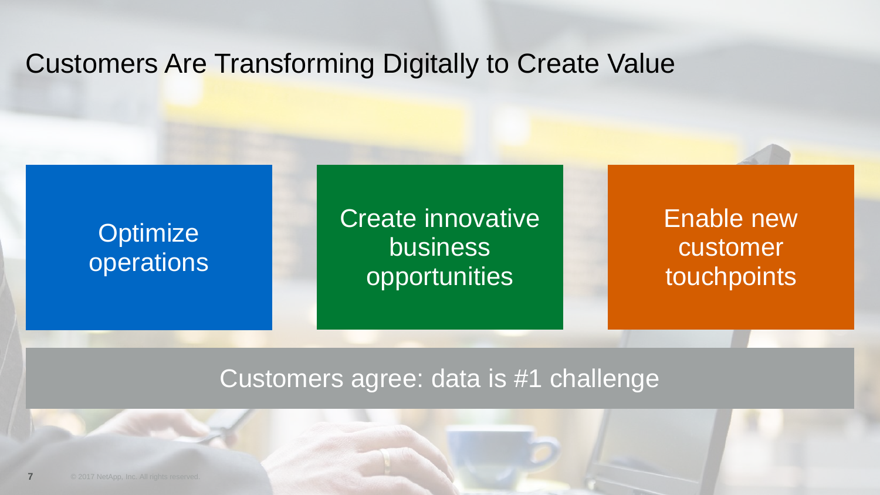# Customers Are Transforming Digitally to Create Value

- Optimize operations
- Create innovative business opportunities
- Enable new customer touchpoints

**Customers agree: data is #1 challenge**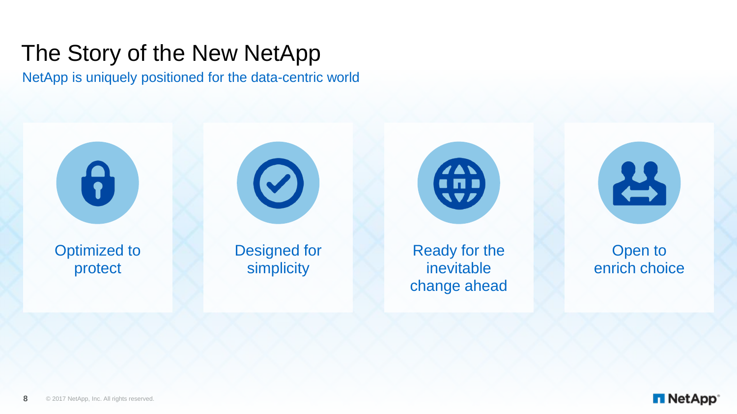# The Story of the New NetApp

NetApp is uniquely positioned for the data-centric world

- Optimized to protect
- Designed for simplicity
- Ready for the inevitable change ahead
- Open to enrich choice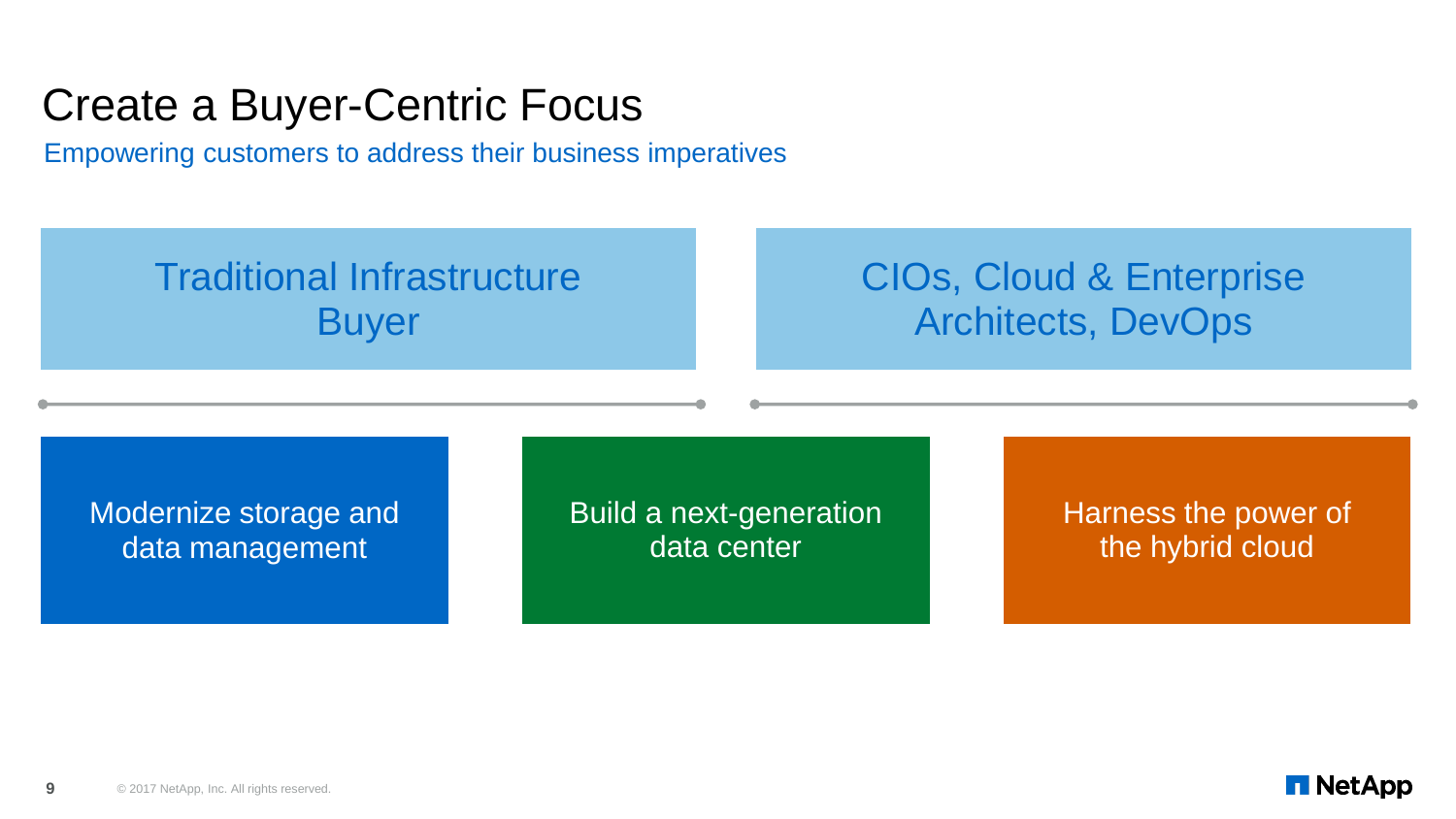# Create a Buyer-Centric Focus

Empowering customers to address their business imperatives

## Traditional Infrastructure Buyer

## CIOs, Cloud & Enterprise Architects, DevOps

- Modernize storage and data management
- Build a next-generation data center
- Harness the power of the hybrid cloud

© 2017 NetApp, Inc. All rights reserved.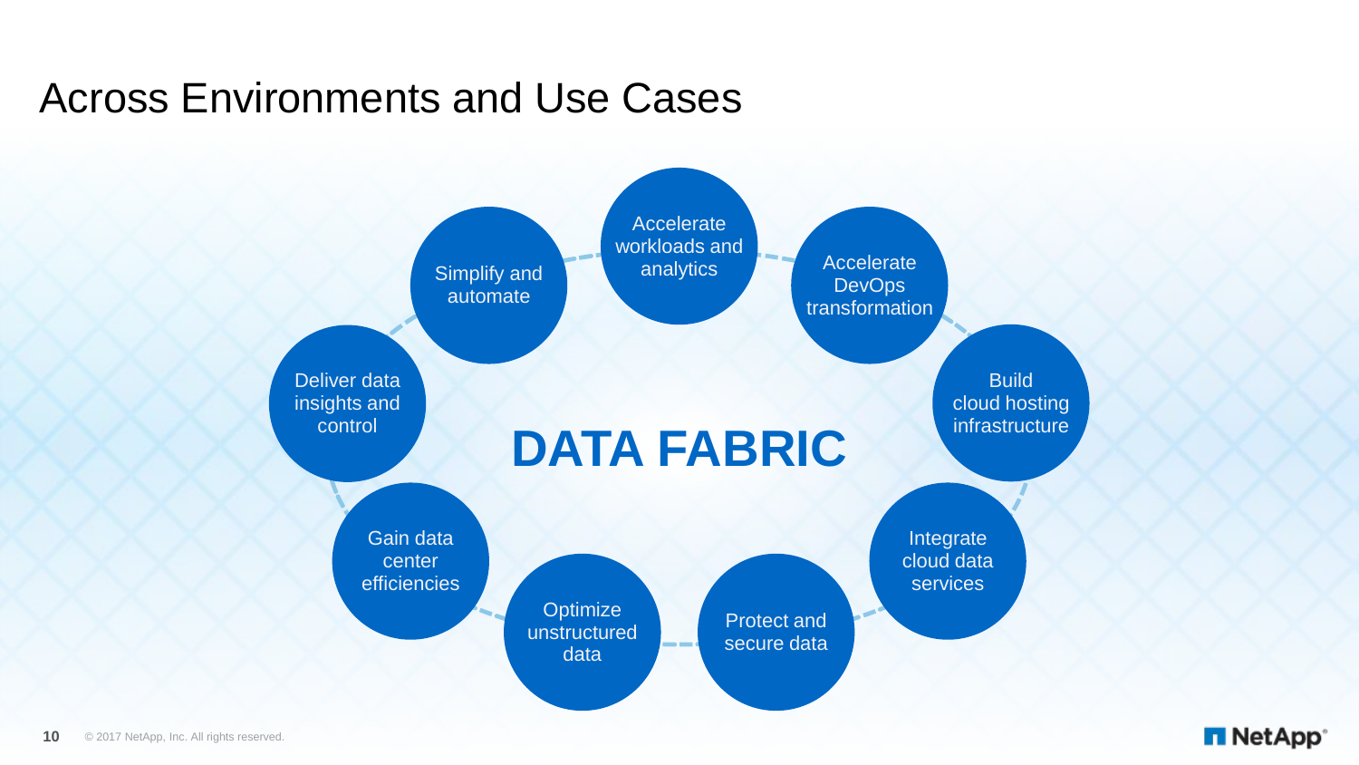# Across Environments and Use Cases

**DATA FABRIC**

- Accelerate workloads and analytics
- Accelerate DevOps transformation
- Build cloud hosting infrastructure
- Integrate cloud data services
- Protect and secure data
- Optimize unstructured data
- Gain data center efficiencies
- Deliver data insights and control
- Simplify and automate

© 2017 NetApp, Inc. All rights reserved.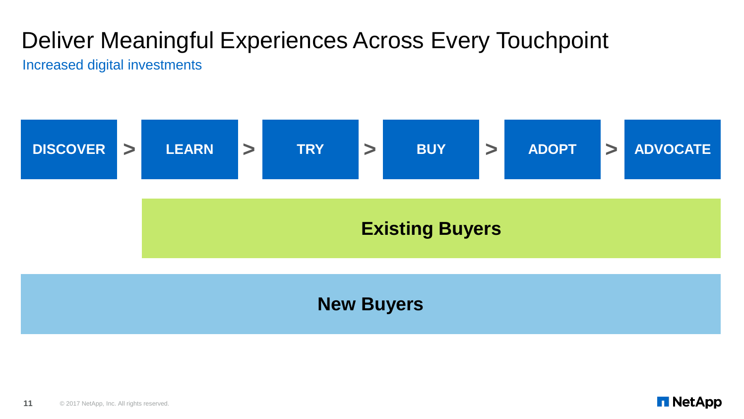# Deliver Meaningful Experiences Across Every Touchpoint

Increased digital investments

**DISCOVER** > **LEARN** > **TRY** > **BUY** > **ADOPT** > **ADVOCATE**

**Existing Buyers**

**New Buyers**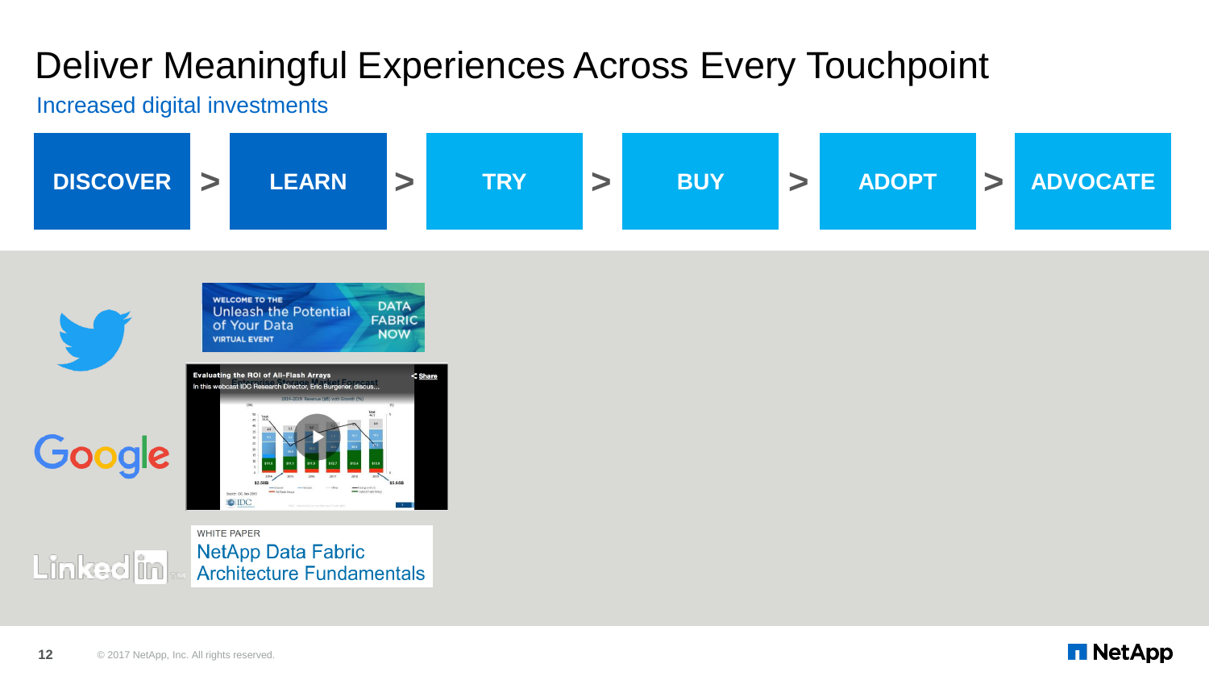# Deliver Meaningful Experiences Across Every Touchpoint

Increased digital investments

DISCOVER > LEARN > TRY > BUY > ADOPT > ADVOCATE

WELCOME TO THE
Unleash the Potential of Your Data
VIRTUAL EVENT
DATA FABRIC NOW

Evaluating the ROI of All-Flash Arrays
In this webcast IDC Research Director, Eric Burgener, discus...

WHITE PAPER
NetApp Data Fabric Architecture Fundamentals

© 2017 NetApp, Inc. All rights reserved.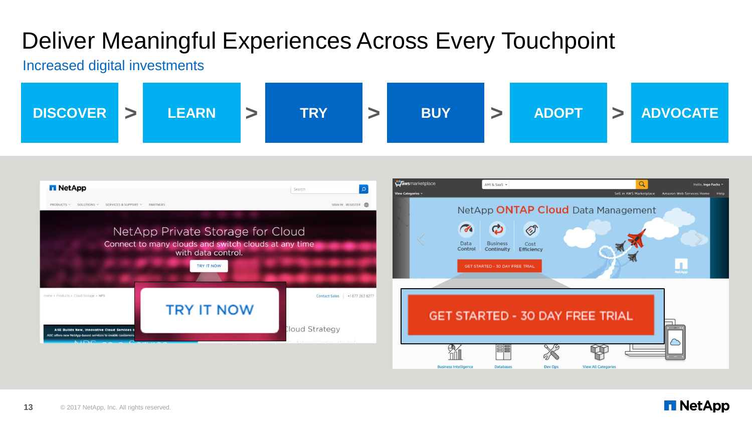# Deliver Meaningful Experiences Across Every Touchpoint

## Increased digital investments

**DISCOVER** > **LEARN** > **TRY** > **BUY** > **ADOPT** > **ADVOCATE**

NetApp Private Storage for Cloud

Connect to many clouds and switch clouds at any time with data control.

TRY IT NOW

NetApp ONTAP Cloud Data Management

Data Control | Business Continuity | Cost Efficiency

GET STARTED - 30 DAY FREE TRIAL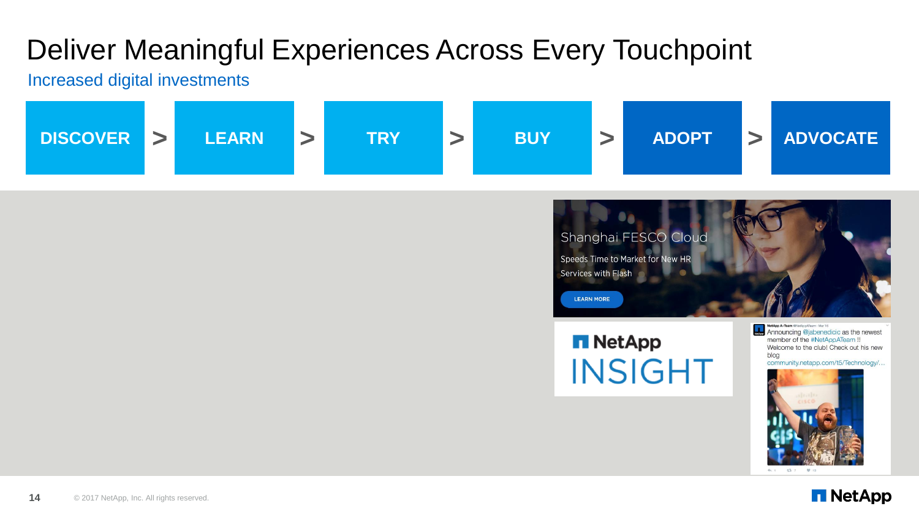# Deliver Meaningful Experiences Across Every Touchpoint

Increased digital investments

**DISCOVER** > **LEARN** > **TRY** > **BUY** > **ADOPT** > **ADVOCATE**

Shanghai FESCO Cloud

Speeds Time to Market for New HR Services with Flash

LEARN MORE

NetApp INSIGHT

NetApp A-Team @NetAppATeam · Mar 16

Announcing @jabenedicic as the newest member of the #NetAppATeam !! Welcome to the club! Check out his new blog community.netapp.com/t5/Technology/…

© 2017 NetApp, Inc. All rights reserved.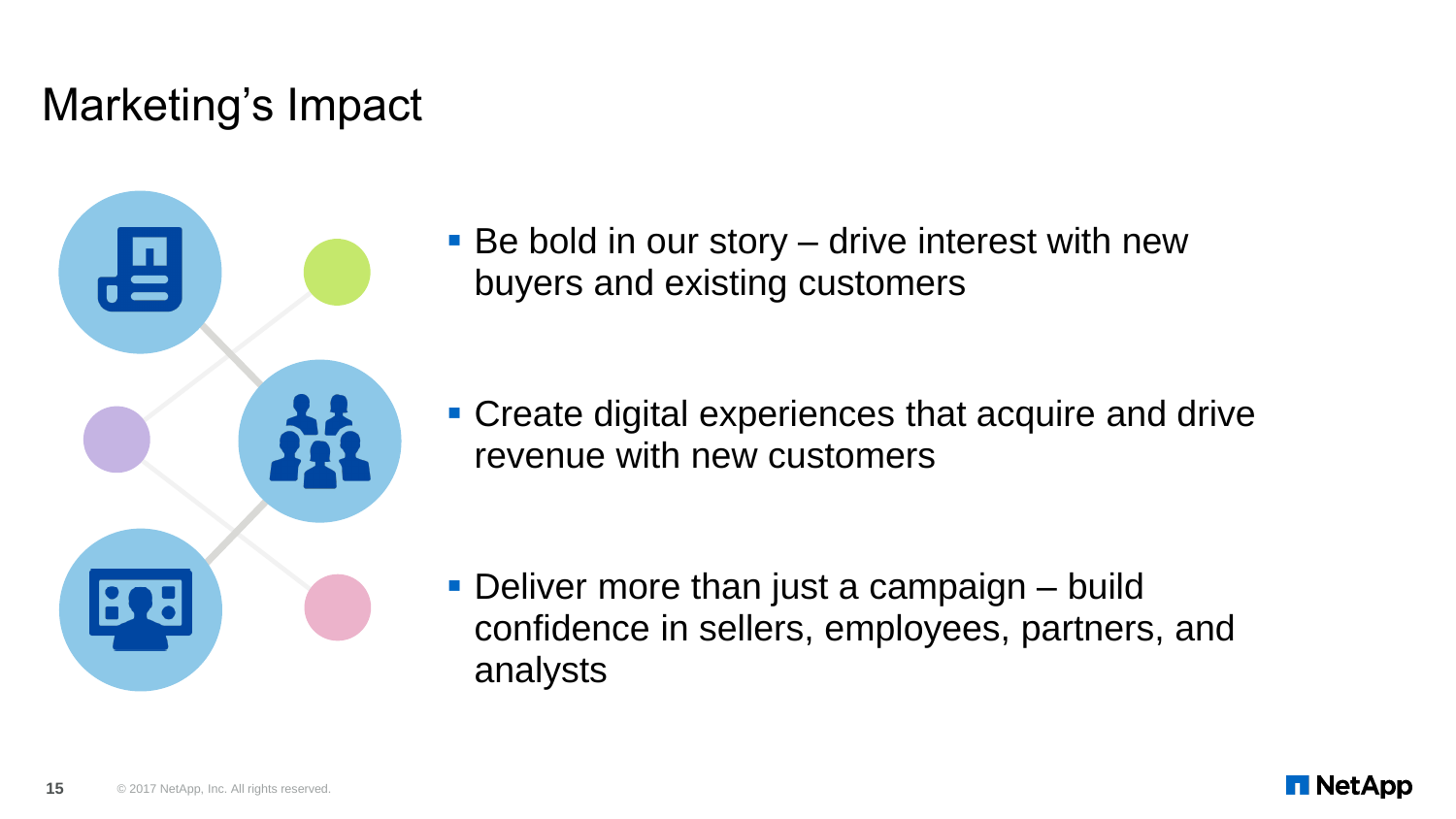# Marketing's Impact

- Be bold in our story – drive interest with new buyers and existing customers
- Create digital experiences that acquire and drive revenue with new customers
- Deliver more than just a campaign – build confidence in sellers, employees, partners, and analysts